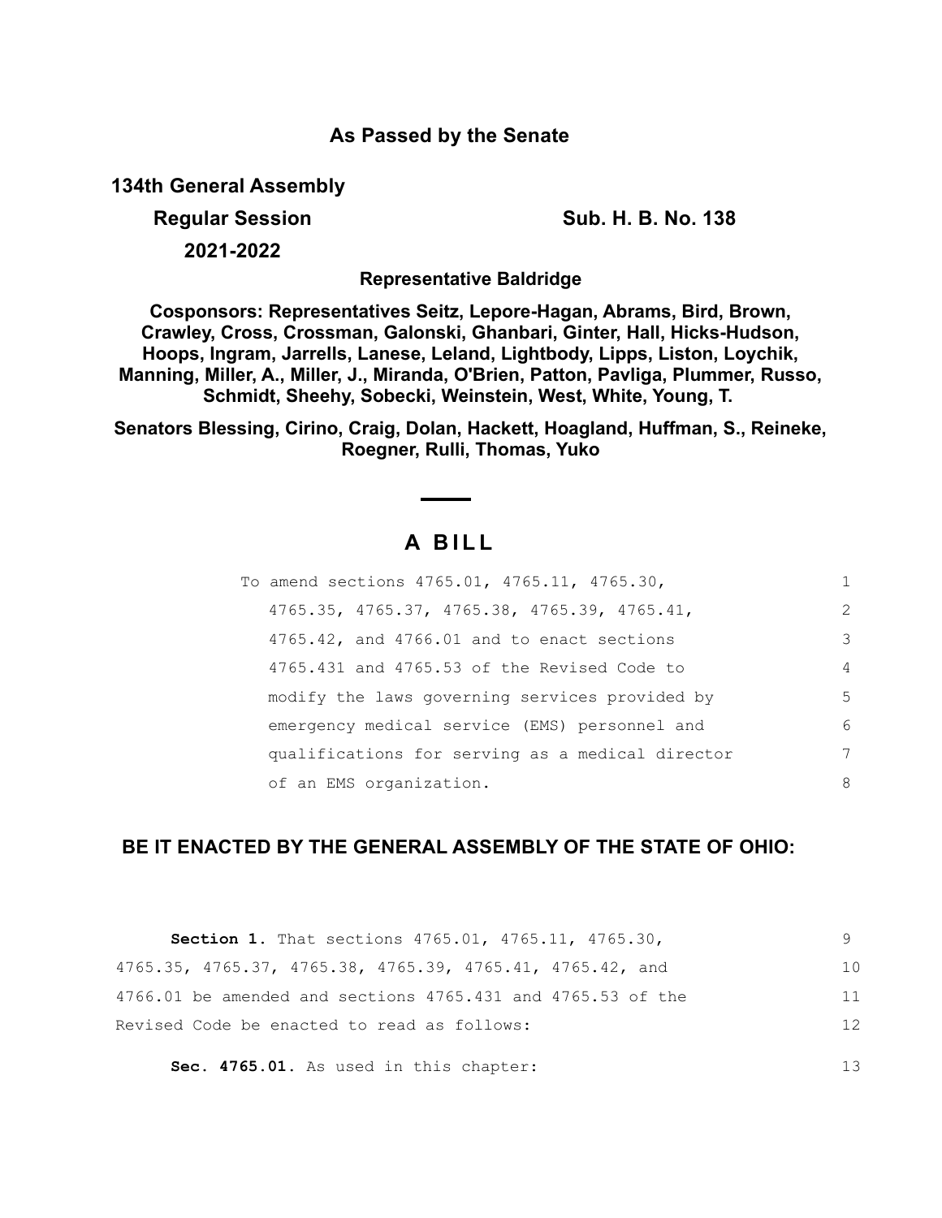## As Passed by the Senate

**134th General Assembly**

**Regular Session** **Sub. H. B. No. 138**

**2021-2022**

**Representative Baldridge**

**Cosponsors: Representatives Seitz, Lepore-Hagan, Abrams, Bird, Brown, Crawley, Cross, Crossman, Galonski, Ghanbari, Ginter, Hall, Hicks-Hudson, Hoops, Ingram, Jarrells, Lanese, Leland, Lightbody, Lipps, Liston, Loychik, Manning, Miller, A., Miller, J., Miranda, O'Brien, Patton, Pavliga, Plummer, Russo, Schmidt, Sheehy, Sobecki, Weinstein, West, White, Young, T.**

**Senators Blessing, Cirino, Craig, Dolan, Hackett, Hoagland, Huffman, S., Reineke, Roegner, Rulli, Thomas, Yuko**

# A BILL

To amend sections 4765.01, 4765.11, 4765.30, 4765.35, 4765.37, 4765.38, 4765.39, 4765.41, 4765.42, and 4766.01 and to enact sections 4765.431 and 4765.53 of the Revised Code to modify the laws governing services provided by emergency medical service (EMS) personnel and qualifications for serving as a medical director of an EMS organization.

**BE IT ENACTED BY THE GENERAL ASSEMBLY OF THE STATE OF OHIO:**

**Section 1.** That sections 4765.01, 4765.11, 4765.30, 4765.35, 4765.37, 4765.38, 4765.39, 4765.41, 4765.42, and 4766.01 be amended and sections 4765.431 and 4765.53 of the Revised Code be enacted to read as follows:

**Sec. 4765.01.** As used in this chapter: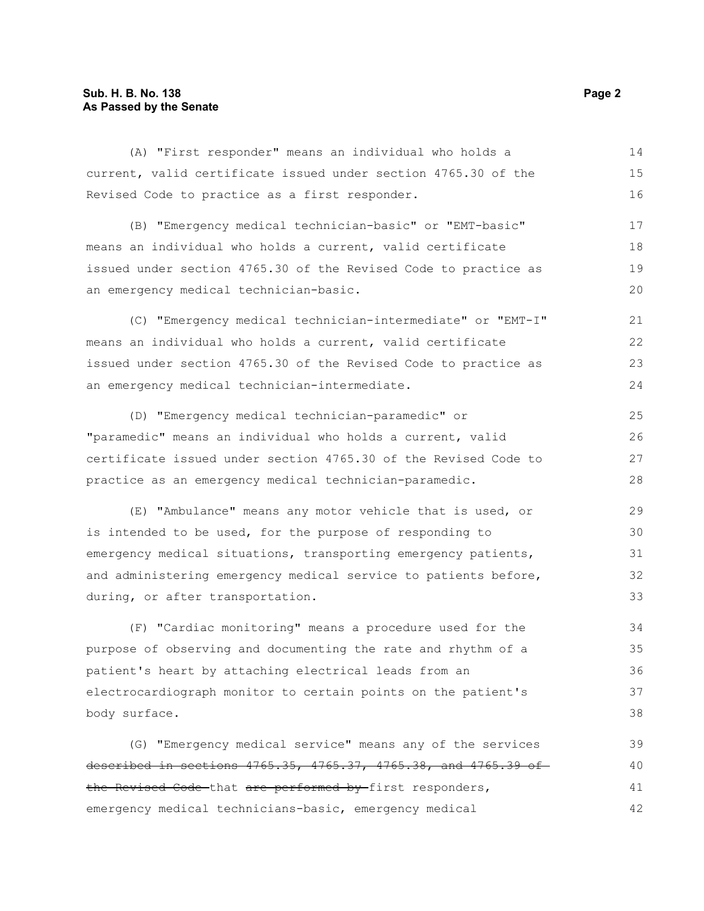(A) "First responder" means an individual who holds a current, valid certificate issued under section 4765.30 of the Revised Code to practice as a first responder.

(B) "Emergency medical technician-basic" or "EMT-basic" means an individual who holds a current, valid certificate issued under section 4765.30 of the Revised Code to practice as an emergency medical technician-basic.

(C) "Emergency medical technician-intermediate" or "EMT-I" means an individual who holds a current, valid certificate issued under section 4765.30 of the Revised Code to practice as an emergency medical technician-intermediate.

(D) "Emergency medical technician-paramedic" or "paramedic" means an individual who holds a current, valid certificate issued under section 4765.30 of the Revised Code to practice as an emergency medical technician-paramedic.

(E) "Ambulance" means any motor vehicle that is used, or is intended to be used, for the purpose of responding to emergency medical situations, transporting emergency patients, and administering emergency medical service to patients before, during, or after transportation.

(F) "Cardiac monitoring" means a procedure used for the purpose of observing and documenting the rate and rhythm of a patient's heart by attaching electrical leads from an electrocardiograph monitor to certain points on the patient's body surface.

(G) "Emergency medical service" means any of the services ~~described in sections 4765.35, 4765.37, 4765.38, and 4765.39 of the Revised Code~~ that ~~are performed by~~ first responders, emergency medical technicians-basic, emergency medical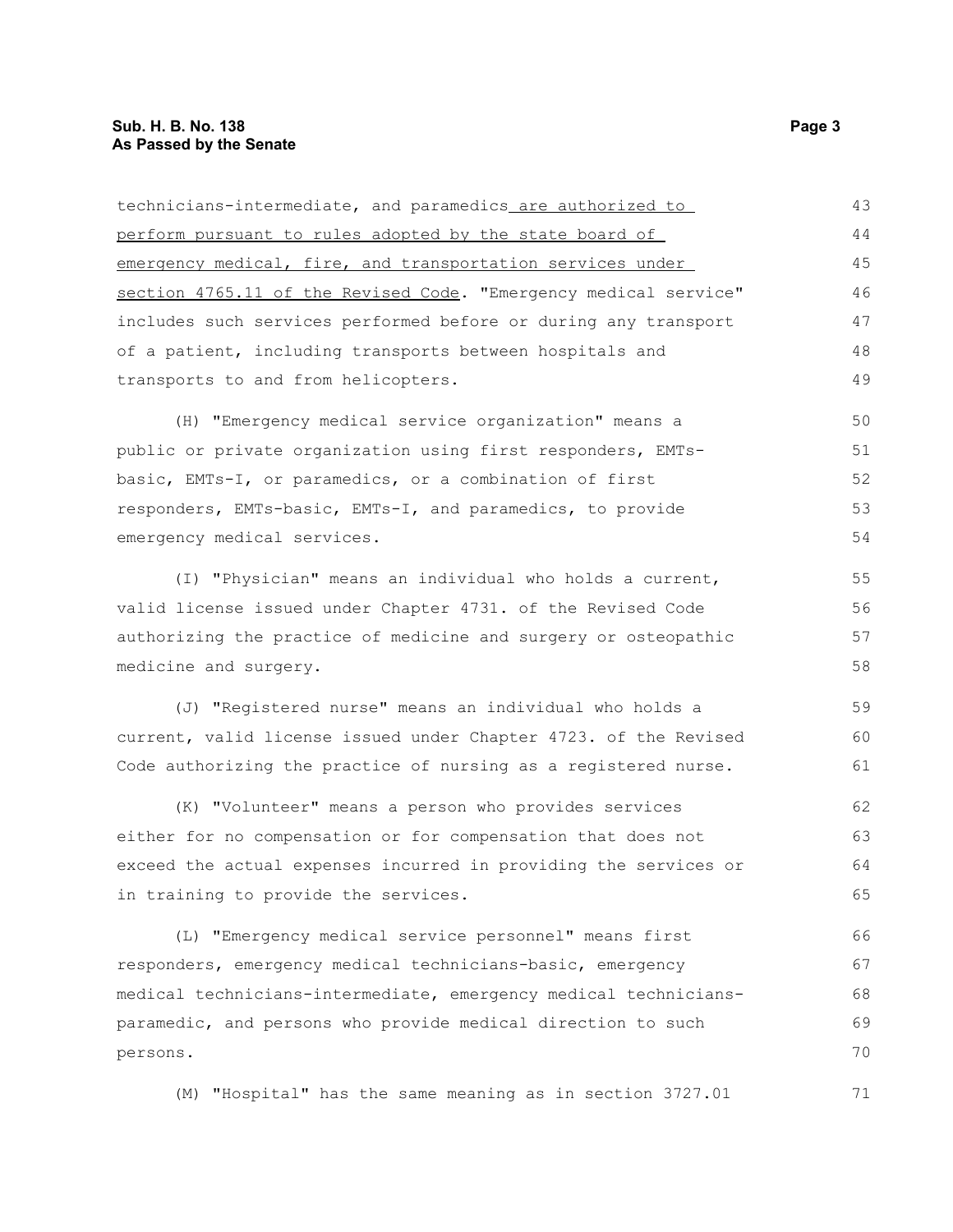technicians-intermediate, and paramedics are authorized to perform pursuant to rules adopted by the state board of emergency medical, fire, and transportation services under section 4765.11 of the Revised Code. "Emergency medical service" includes such services performed before or during any transport of a patient, including transports between hospitals and transports to and from helicopters.

(H) "Emergency medical service organization" means a public or private organization using first responders, EMTs-basic, EMTs-I, or paramedics, or a combination of first responders, EMTs-basic, EMTs-I, and paramedics, to provide emergency medical services.

(I) "Physician" means an individual who holds a current, valid license issued under Chapter 4731. of the Revised Code authorizing the practice of medicine and surgery or osteopathic medicine and surgery.

(J) "Registered nurse" means an individual who holds a current, valid license issued under Chapter 4723. of the Revised Code authorizing the practice of nursing as a registered nurse.

(K) "Volunteer" means a person who provides services either for no compensation or for compensation that does not exceed the actual expenses incurred in providing the services or in training to provide the services.

(L) "Emergency medical service personnel" means first responders, emergency medical technicians-basic, emergency medical technicians-intermediate, emergency medical technicians-paramedic, and persons who provide medical direction to such persons.

(M) "Hospital" has the same meaning as in section 3727.01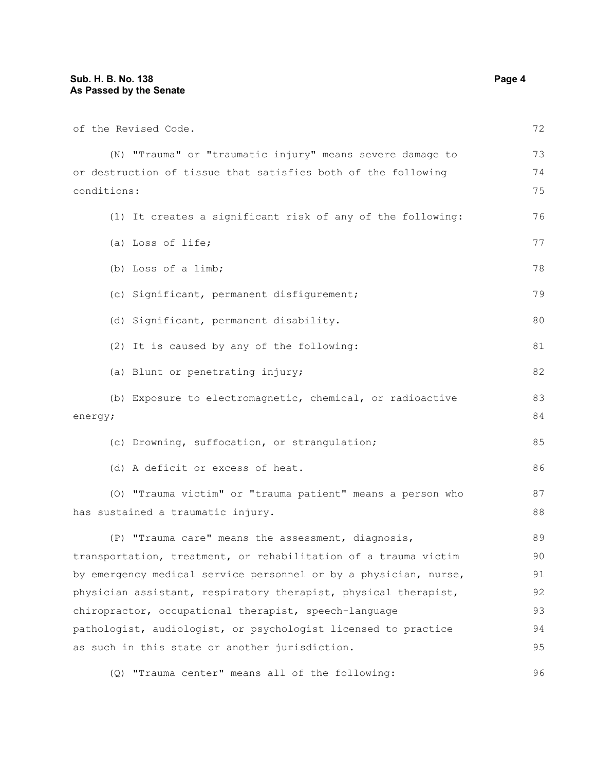of the Revised Code.

(N) "Trauma" or "traumatic injury" means severe damage to or destruction of tissue that satisfies both of the following conditions:

(1) It creates a significant risk of any of the following:

(a) Loss of life;

(b) Loss of a limb;

(c) Significant, permanent disfigurement;

(d) Significant, permanent disability.

(2) It is caused by any of the following:

(a) Blunt or penetrating injury;

(b) Exposure to electromagnetic, chemical, or radioactive energy;

(c) Drowning, suffocation, or strangulation;

(d) A deficit or excess of heat.

(O) "Trauma victim" or "trauma patient" means a person who has sustained a traumatic injury.

(P) "Trauma care" means the assessment, diagnosis, transportation, treatment, or rehabilitation of a trauma victim by emergency medical service personnel or by a physician, nurse, physician assistant, respiratory therapist, physical therapist, chiropractor, occupational therapist, speech-language pathologist, audiologist, or psychologist licensed to practice as such in this state or another jurisdiction.

(Q) "Trauma center" means all of the following: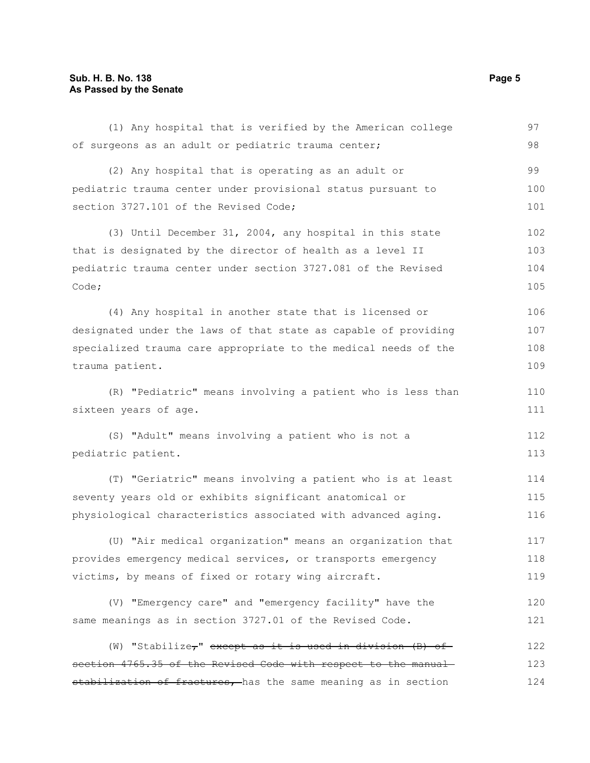(1) Any hospital that is verified by the American college of surgeons as an adult or pediatric trauma center;

(2) Any hospital that is operating as an adult or pediatric trauma center under provisional status pursuant to section 3727.101 of the Revised Code;

(3) Until December 31, 2004, any hospital in this state that is designated by the director of health as a level II pediatric trauma center under section 3727.081 of the Revised Code;

(4) Any hospital in another state that is licensed or designated under the laws of that state as capable of providing specialized trauma care appropriate to the medical needs of the trauma patient.

(R) "Pediatric" means involving a patient who is less than sixteen years of age.

(S) "Adult" means involving a patient who is not a pediatric patient.

(T) "Geriatric" means involving a patient who is at least seventy years old or exhibits significant anatomical or physiological characteristics associated with advanced aging.

(U) "Air medical organization" means an organization that provides emergency medical services, or transports emergency victims, by means of fixed or rotary wing aircraft.

(V) "Emergency care" and "emergency facility" have the same meanings as in section 3727.01 of the Revised Code.

(W) "Stabilize~~,~~" ~~except as it is used in division (B) of section 4765.35 of the Revised Code with respect to the manual stabilization of fractures,~~ has the same meaning as in section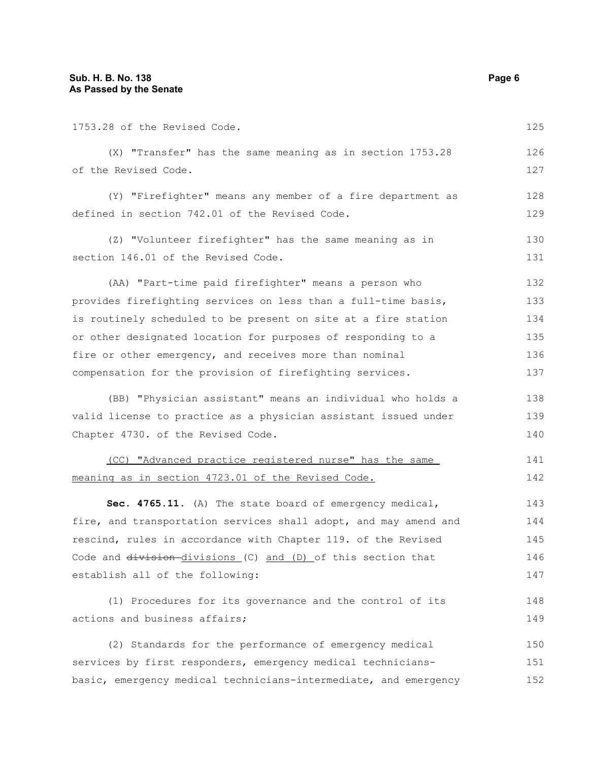1753.28 of the Revised Code.

(X) "Transfer" has the same meaning as in section 1753.28 of the Revised Code.

(Y) "Firefighter" means any member of a fire department as defined in section 742.01 of the Revised Code.

(Z) "Volunteer firefighter" has the same meaning as in section 146.01 of the Revised Code.

(AA) "Part-time paid firefighter" means a person who provides firefighting services on less than a full-time basis, is routinely scheduled to be present on site at a fire station or other designated location for purposes of responding to a fire or other emergency, and receives more than nominal compensation for the provision of firefighting services.

(BB) "Physician assistant" means an individual who holds a valid license to practice as a physician assistant issued under Chapter 4730. of the Revised Code.

<u>(CC) "Advanced practice registered nurse" has the same meaning as in section 4723.01 of the Revised Code.</u>

**Sec. 4765.11.** (A) The state board of emergency medical, fire, and transportation services shall adopt, and may amend and rescind, rules in accordance with Chapter 119. of the Revised Code and ~~division~~ <u>divisions</u> (C) <u>and (D)</u> of this section that establish all of the following:

(1) Procedures for its governance and the control of its actions and business affairs;

(2) Standards for the performance of emergency medical services by first responders, emergency medical technicians-basic, emergency medical technicians-intermediate, and emergency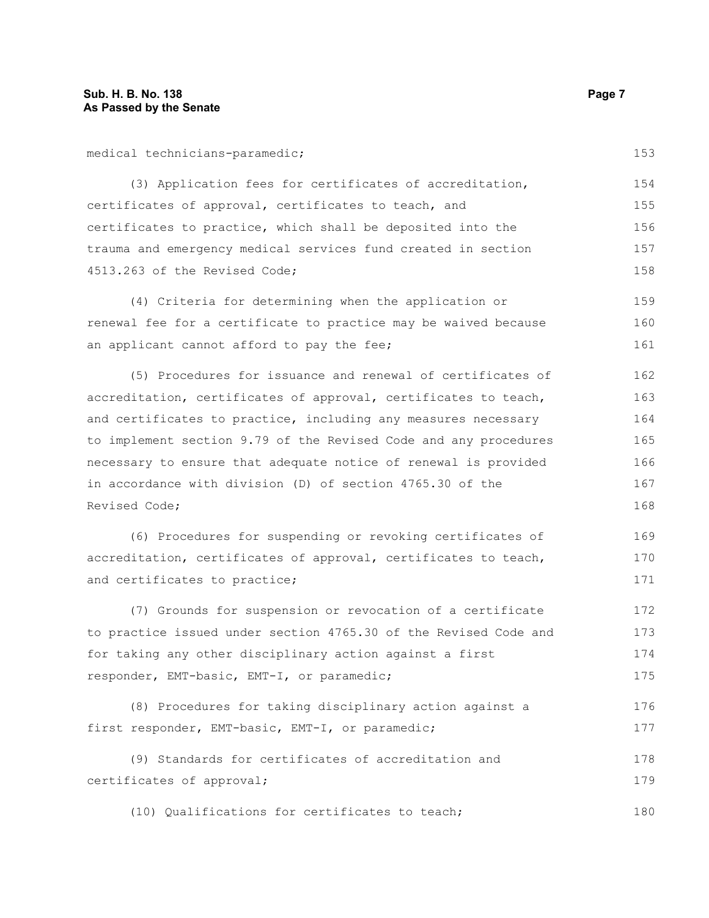medical technicians-paramedic;

(3) Application fees for certificates of accreditation, certificates of approval, certificates to teach, and certificates to practice, which shall be deposited into the trauma and emergency medical services fund created in section 4513.263 of the Revised Code;

(4) Criteria for determining when the application or renewal fee for a certificate to practice may be waived because an applicant cannot afford to pay the fee;

(5) Procedures for issuance and renewal of certificates of accreditation, certificates of approval, certificates to teach, and certificates to practice, including any measures necessary to implement section 9.79 of the Revised Code and any procedures necessary to ensure that adequate notice of renewal is provided in accordance with division (D) of section 4765.30 of the Revised Code;

(6) Procedures for suspending or revoking certificates of accreditation, certificates of approval, certificates to teach, and certificates to practice;

(7) Grounds for suspension or revocation of a certificate to practice issued under section 4765.30 of the Revised Code and for taking any other disciplinary action against a first responder, EMT-basic, EMT-I, or paramedic;

(8) Procedures for taking disciplinary action against a first responder, EMT-basic, EMT-I, or paramedic;

(9) Standards for certificates of accreditation and certificates of approval;

(10) Qualifications for certificates to teach;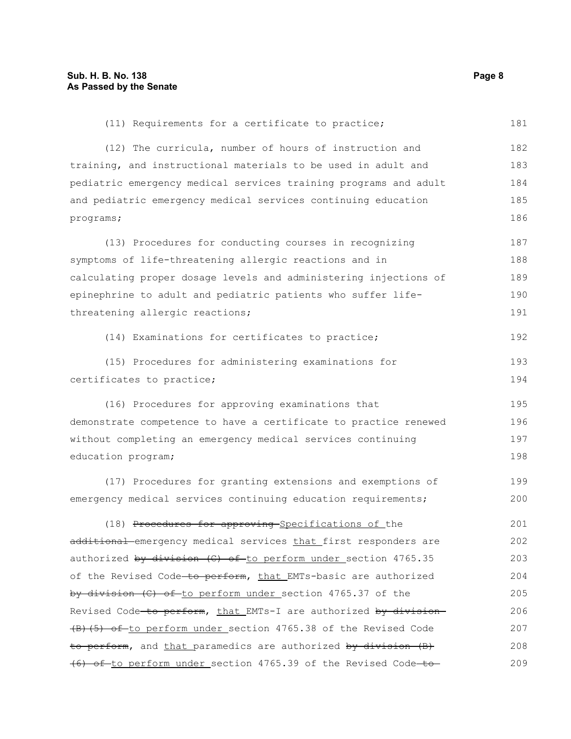(11) Requirements for a certificate to practice;

(12) The curricula, number of hours of instruction and training, and instructional materials to be used in adult and pediatric emergency medical services training programs and adult and pediatric emergency medical services continuing education programs;

(13) Procedures for conducting courses in recognizing symptoms of life-threatening allergic reactions and in calculating proper dosage levels and administering injections of epinephrine to adult and pediatric patients who suffer life-threatening allergic reactions;

(14) Examinations for certificates to practice;

(15) Procedures for administering examinations for certificates to practice;

(16) Procedures for approving examinations that demonstrate competence to have a certificate to practice renewed without completing an emergency medical services continuing education program;

(17) Procedures for granting extensions and exemptions of emergency medical services continuing education requirements;

(18) ~~Procedures for approving~~ Specifications of the ~~additional~~ emergency medical services that first responders are authorized ~~by division (C) of~~ to perform under section 4765.35 of the Revised Code ~~to perform~~, that EMTs-basic are authorized ~~by division (C) of~~ to perform under section 4765.37 of the Revised Code ~~to perform~~, that EMTs-I are authorized ~~by division (B)(5) of~~ to perform under section 4765.38 of the Revised Code ~~to perform~~, and that paramedics are authorized ~~by division (B)(6) of~~ to perform under section 4765.39 of the Revised Code ~~to~~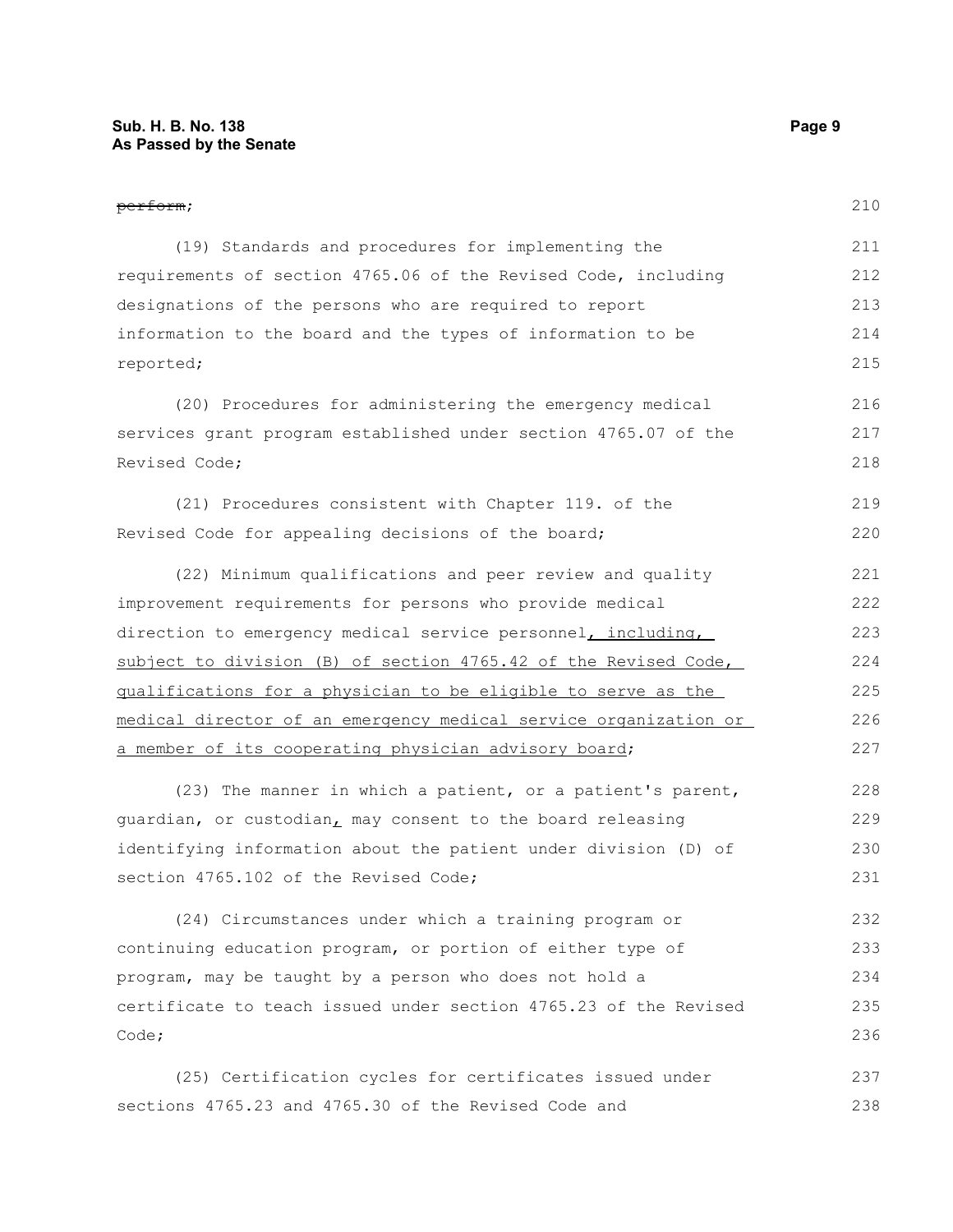~~perform~~;

(19) Standards and procedures for implementing the requirements of section 4765.06 of the Revised Code, including designations of the persons who are required to report information to the board and the types of information to be reported;

(20) Procedures for administering the emergency medical services grant program established under section 4765.07 of the Revised Code;

(21) Procedures consistent with Chapter 119. of the Revised Code for appealing decisions of the board;

(22) Minimum qualifications and peer review and quality improvement requirements for persons who provide medical direction to emergency medical service personnel, including, subject to division (B) of section 4765.42 of the Revised Code, qualifications for a physician to be eligible to serve as the medical director of an emergency medical service organization or a member of its cooperating physician advisory board;

(23) The manner in which a patient, or a patient's parent, guardian, or custodian, may consent to the board releasing identifying information about the patient under division (D) of section 4765.102 of the Revised Code;

(24) Circumstances under which a training program or continuing education program, or portion of either type of program, may be taught by a person who does not hold a certificate to teach issued under section 4765.23 of the Revised Code;

(25) Certification cycles for certificates issued under sections 4765.23 and 4765.30 of the Revised Code and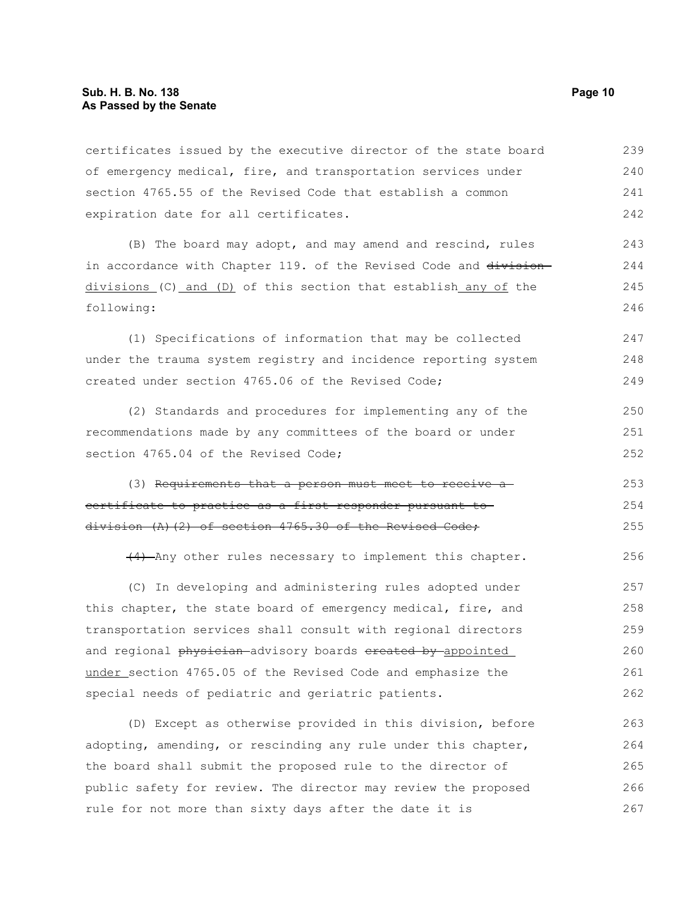certificates issued by the executive director of the state board of emergency medical, fire, and transportation services under section 4765.55 of the Revised Code that establish a common expiration date for all certificates.

(B) The board may adopt, and may amend and rescind, rules in accordance with Chapter 119. of the Revised Code and ~~division~~ divisions (C) and (D) of this section that establish any of the following:

(1) Specifications of information that may be collected under the trauma system registry and incidence reporting system created under section 4765.06 of the Revised Code;

(2) Standards and procedures for implementing any of the recommendations made by any committees of the board or under section 4765.04 of the Revised Code;

(3) ~~Requirements that a person must meet to receive a certificate to practice as a first responder pursuant to division (A)(2) of section 4765.30 of the Revised Code;~~

~~(4)~~ Any other rules necessary to implement this chapter.

(C) In developing and administering rules adopted under this chapter, the state board of emergency medical, fire, and transportation services shall consult with regional directors and regional ~~physician~~ advisory boards ~~created by~~ appointed under section 4765.05 of the Revised Code and emphasize the special needs of pediatric and geriatric patients.

(D) Except as otherwise provided in this division, before adopting, amending, or rescinding any rule under this chapter, the board shall submit the proposed rule to the director of public safety for review. The director may review the proposed rule for not more than sixty days after the date it is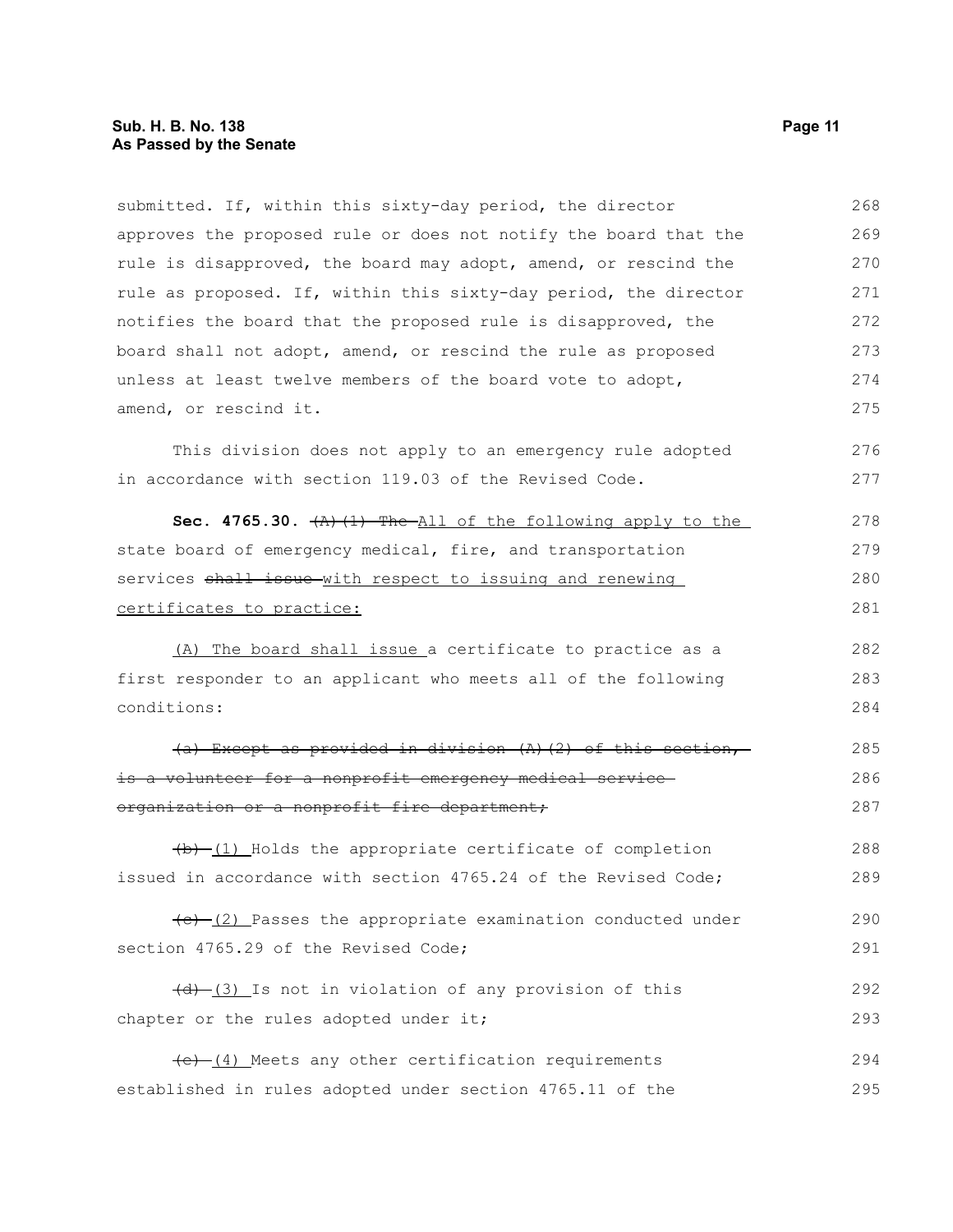submitted. If, within this sixty-day period, the director approves the proposed rule or does not notify the board that the rule is disapproved, the board may adopt, amend, or rescind the rule as proposed. If, within this sixty-day period, the director notifies the board that the proposed rule is disapproved, the board shall not adopt, amend, or rescind the rule as proposed unless at least twelve members of the board vote to adopt, amend, or rescind it.

This division does not apply to an emergency rule adopted in accordance with section 119.03 of the Revised Code.

**Sec. 4765.30.** ~~(A)(1) The~~ All of the following apply to the state board of emergency medical, fire, and transportation services ~~shall issue~~ with respect to issuing and renewing certificates to practice:

(A) The board shall issue a certificate to practice as a first responder to an applicant who meets all of the following conditions:

~~(a) Except as provided in division (A)(2) of this section, is a volunteer for a nonprofit emergency medical service organization or a nonprofit fire department;~~

~~(b)~~ (1) Holds the appropriate certificate of completion issued in accordance with section 4765.24 of the Revised Code;

~~(c)~~ (2) Passes the appropriate examination conducted under section 4765.29 of the Revised Code;

~~(d)~~ (3) Is not in violation of any provision of this chapter or the rules adopted under it;

~~(e)~~ (4) Meets any other certification requirements established in rules adopted under section 4765.11 of the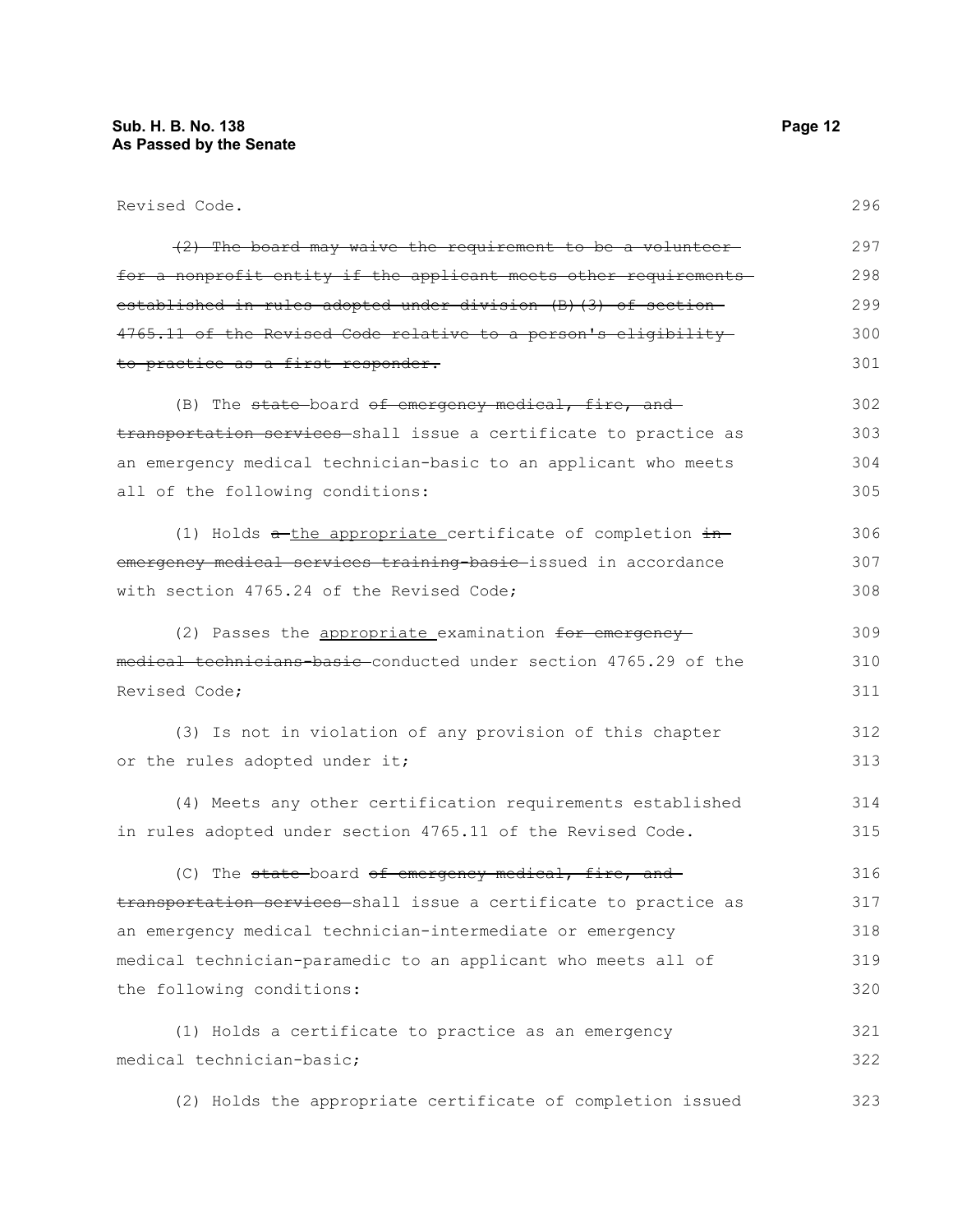Revised Code.

~~(2) The board may waive the requirement to be a volunteer for a nonprofit entity if the applicant meets other requirements established in rules adopted under division (B)(3) of section 4765.11 of the Revised Code relative to a person's eligibility to practice as a first responder.~~

(B) The ~~state~~ board ~~of emergency medical, fire, and transportation services~~ shall issue a certificate to practice as an emergency medical technician-basic to an applicant who meets all of the following conditions:

(1) Holds ~~a~~ <u>the appropriate</u> certificate of completion ~~in emergency medical services training-basic~~ issued in accordance with section 4765.24 of the Revised Code;

(2) Passes the <u>appropriate</u> examination ~~for emergency medical technicians-basic~~ conducted under section 4765.29 of the Revised Code;

(3) Is not in violation of any provision of this chapter or the rules adopted under it;

(4) Meets any other certification requirements established in rules adopted under section 4765.11 of the Revised Code.

(C) The ~~state~~ board ~~of emergency medical, fire, and transportation services~~ shall issue a certificate to practice as an emergency medical technician-intermediate or emergency medical technician-paramedic to an applicant who meets all of the following conditions:

(1) Holds a certificate to practice as an emergency medical technician-basic;

(2) Holds the appropriate certificate of completion issued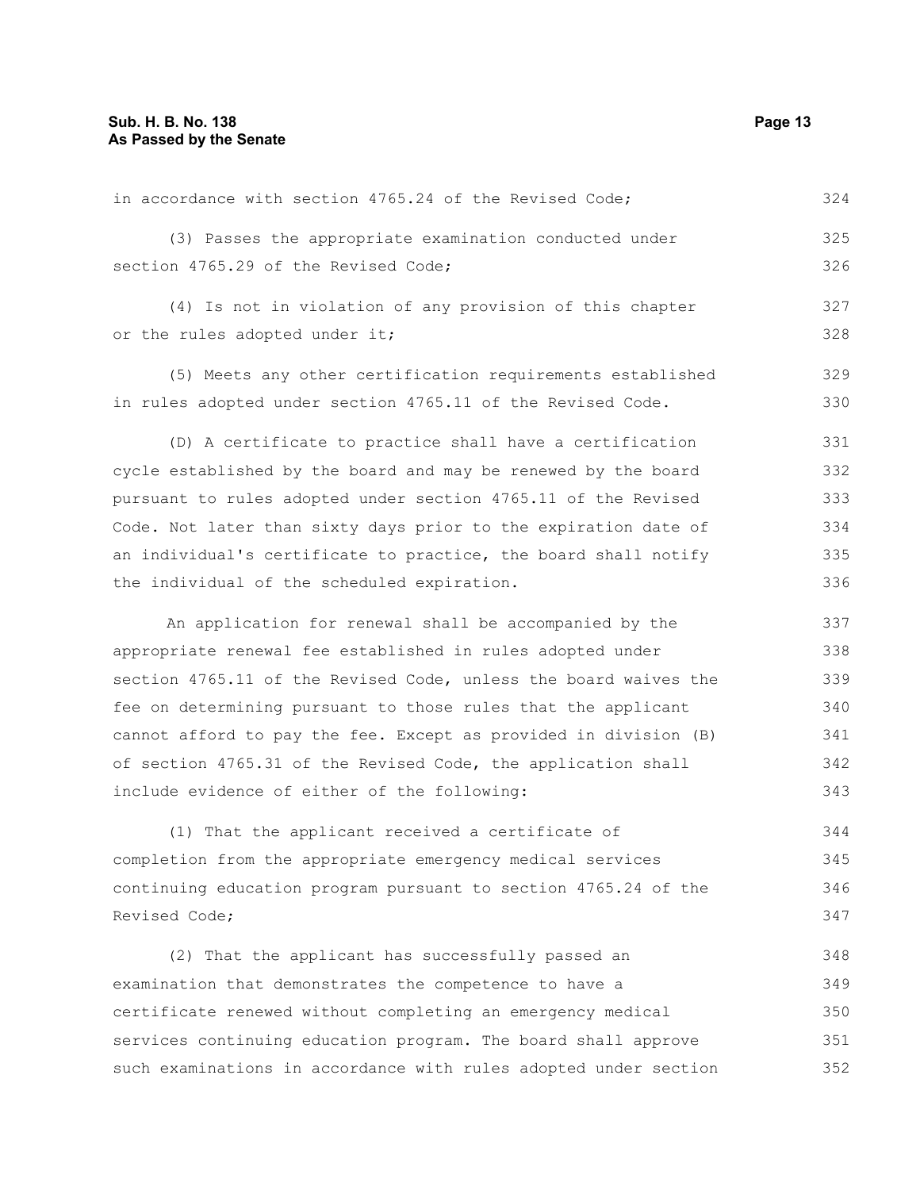in accordance with section 4765.24 of the Revised Code;

(3) Passes the appropriate examination conducted under section 4765.29 of the Revised Code;

(4) Is not in violation of any provision of this chapter or the rules adopted under it;

(5) Meets any other certification requirements established in rules adopted under section 4765.11 of the Revised Code.

(D) A certificate to practice shall have a certification cycle established by the board and may be renewed by the board pursuant to rules adopted under section 4765.11 of the Revised Code. Not later than sixty days prior to the expiration date of an individual's certificate to practice, the board shall notify the individual of the scheduled expiration.

An application for renewal shall be accompanied by the appropriate renewal fee established in rules adopted under section 4765.11 of the Revised Code, unless the board waives the fee on determining pursuant to those rules that the applicant cannot afford to pay the fee. Except as provided in division (B) of section 4765.31 of the Revised Code, the application shall include evidence of either of the following:

(1) That the applicant received a certificate of completion from the appropriate emergency medical services continuing education program pursuant to section 4765.24 of the Revised Code;

(2) That the applicant has successfully passed an examination that demonstrates the competence to have a certificate renewed without completing an emergency medical services continuing education program. The board shall approve such examinations in accordance with rules adopted under section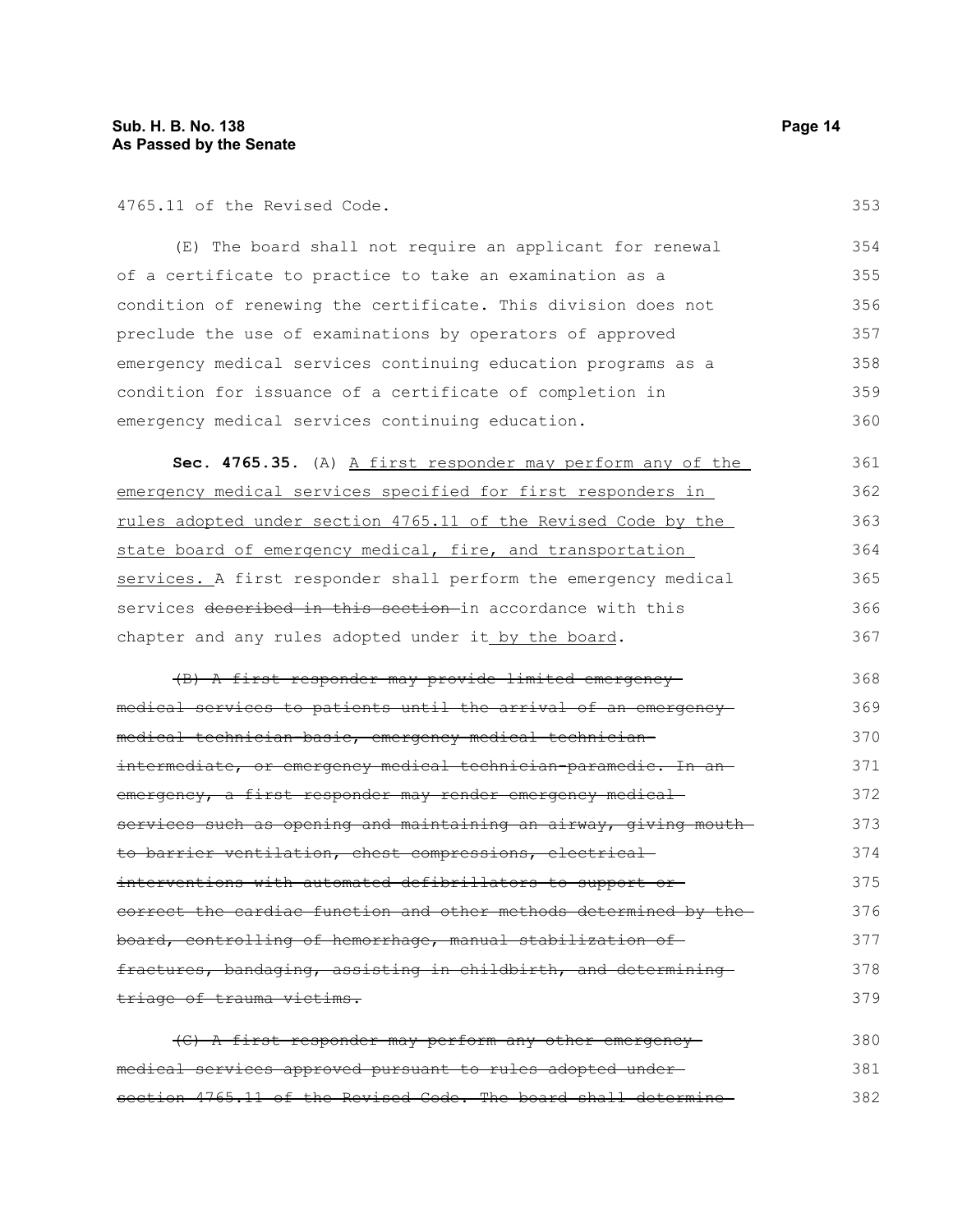4765.11 of the Revised Code.

(E) The board shall not require an applicant for renewal of a certificate to practice to take an examination as a condition of renewing the certificate. This division does not preclude the use of examinations by operators of approved emergency medical services continuing education programs as a condition for issuance of a certificate of completion in emergency medical services continuing education.

**Sec. 4765.35.** (A) <u>A first responder may perform any of the emergency medical services specified for first responders in rules adopted under section 4765.11 of the Revised Code by the state board of emergency medical, fire, and transportation services.</u> A first responder shall perform the emergency medical services ~~described in this section~~ in accordance with this chapter and any rules adopted under it<u> by the board</u>.

~~(B) A first responder may provide limited emergency medical services to patients until the arrival of an emergency medical technician-basic, emergency medical technician-intermediate, or emergency medical technician-paramedic. In an emergency, a first responder may render emergency medical services such as opening and maintaining an airway, giving mouth to barrier ventilation, chest compressions, electrical interventions with automated defibrillators to support or correct the cardiac function and other methods determined by the board, controlling of hemorrhage, manual stabilization of fractures, bandaging, assisting in childbirth, and determining triage of trauma victims.~~

~~(C) A first responder may perform any other emergency medical services approved pursuant to rules adopted under section 4765.11 of the Revised Code. The board shall determine~~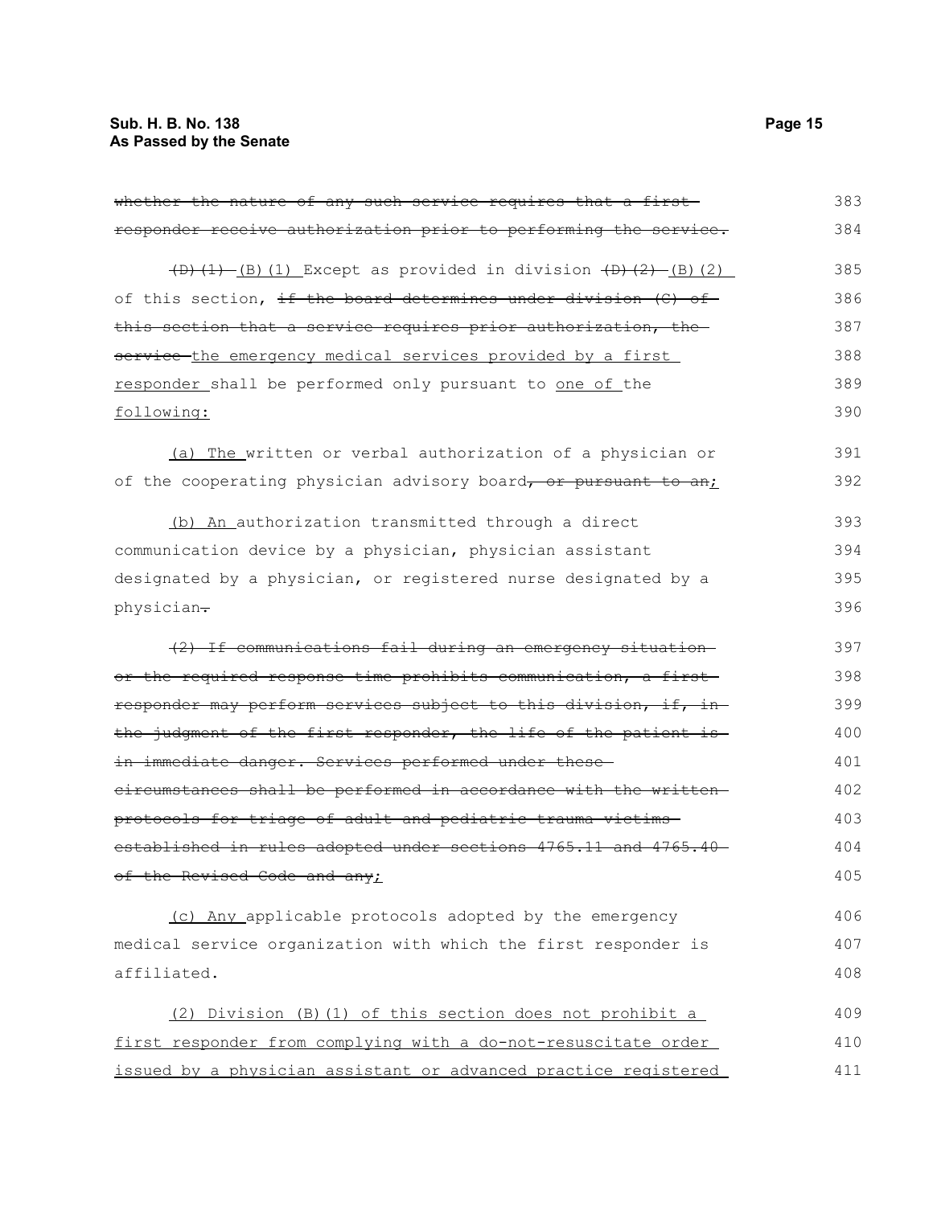~~whether the nature of any such service requires that a first responder receive authorization prior to performing the service.~~

~~(D)(1)~~ (B)(1) Except as provided in division ~~(D)(2)~~ (B)(2) of this section, ~~if the board determines under division (C) of this section that a service requires prior authorization, the service~~ the emergency medical services provided by a first responder shall be performed only pursuant to one of the following:

(a) The written or verbal authorization of a physician or of the cooperating physician advisory board~~, or pursuant to an~~;

(b) An authorization transmitted through a direct communication device by a physician, physician assistant designated by a physician, or registered nurse designated by a physician~~.~~

~~(2) If communications fail during an emergency situation or the required response time prohibits communication, a first responder may perform services subject to this division, if, in the judgment of the first responder, the life of the patient is in immediate danger. Services performed under these circumstances shall be performed in accordance with the written protocols for triage of adult and pediatric trauma victims established in rules adopted under sections 4765.11 and 4765.40 of the Revised Code and any~~;

(c) Any applicable protocols adopted by the emergency medical service organization with which the first responder is affiliated.

(2) Division (B)(1) of this section does not prohibit a first responder from complying with a do-not-resuscitate order issued by a physician assistant or advanced practice registered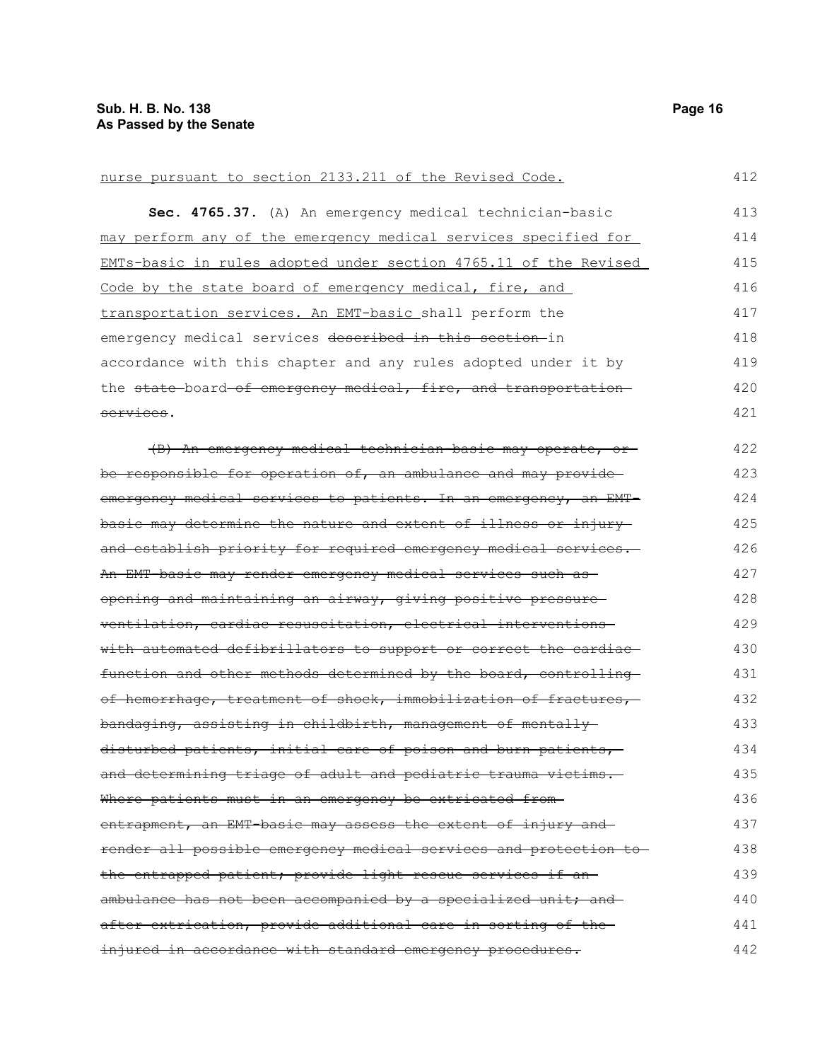nurse pursuant to section 2133.211 of the Revised Code.

**Sec. 4765.37.** (A) An emergency medical technician-basic may perform any of the emergency medical services specified for EMTs-basic in rules adopted under section 4765.11 of the Revised Code by the state board of emergency medical, fire, and transportation services. An EMT-basic shall perform the emergency medical services ~~described in this section~~ in accordance with this chapter and any rules adopted under it by the ~~state~~ board ~~of emergency medical, fire, and transportation services~~.

~~(B) An emergency medical technician-basic may operate, or be responsible for operation of, an ambulance and may provide emergency medical services to patients. In an emergency, an EMT-basic may determine the nature and extent of illness or injury and establish priority for required emergency medical services. An EMT-basic may render emergency medical services such as opening and maintaining an airway, giving positive pressure ventilation, cardiac resuscitation, electrical interventions with automated defibrillators to support or correct the cardiac function and other methods determined by the board, controlling of hemorrhage, treatment of shock, immobilization of fractures, bandaging, assisting in childbirth, management of mentally disturbed patients, initial care of poison and burn patients, and determining triage of adult and pediatric trauma victims. Where patients must in an emergency be extricated from entrapment, an EMT-basic may assess the extent of injury and render all possible emergency medical services and protection to the entrapped patient; provide light rescue services if an ambulance has not been accompanied by a specialized unit; and after extrication, provide additional care in sorting of the injured in accordance with standard emergency procedures.~~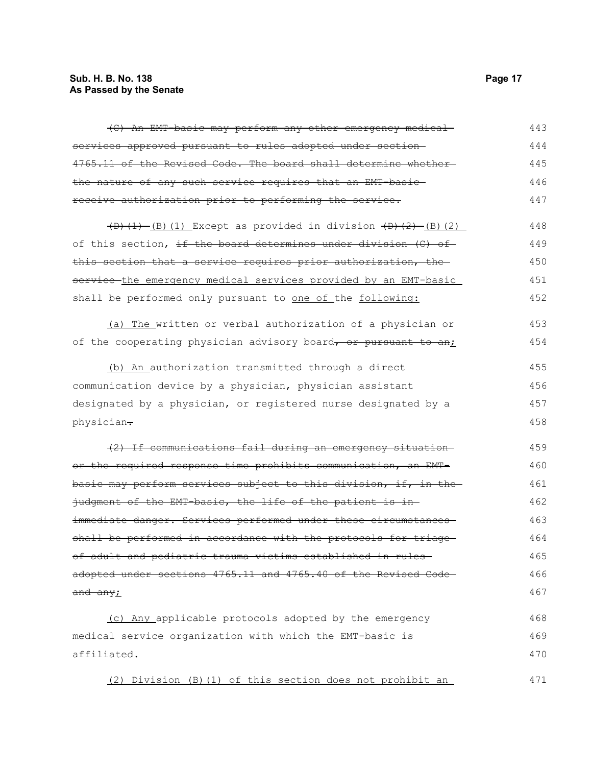~~(C) An EMT-basic may perform any other emergency medical services approved pursuant to rules adopted under section 4765.11 of the Revised Code. The board shall determine whether the nature of any such service requires that an EMT-basic receive authorization prior to performing the service.~~

~~(D)(1)~~ (B)(1) Except as provided in division ~~(D)(2)~~ (B)(2) of this section, ~~if the board determines under division (C) of this section that a service requires prior authorization, the service~~ the emergency medical services provided by an EMT-basic shall be performed only pursuant to one of the following:

(a) The written or verbal authorization of a physician or of the cooperating physician advisory board~~, or pursuant to an~~;

(b) An authorization transmitted through a direct communication device by a physician, physician assistant designated by a physician, or registered nurse designated by a physician~~.~~

~~(2) If communications fail during an emergency situation or the required response time prohibits communication, an EMT-basic may perform services subject to this division, if, in the judgment of the EMT-basic, the life of the patient is in immediate danger. Services performed under these circumstances shall be performed in accordance with the protocols for triage of adult and pediatric trauma victims established in rules adopted under sections 4765.11 and 4765.40 of the Revised Code and any~~;

(c) Any applicable protocols adopted by the emergency medical service organization with which the EMT-basic is affiliated.

(2) Division (B)(1) of this section does not prohibit an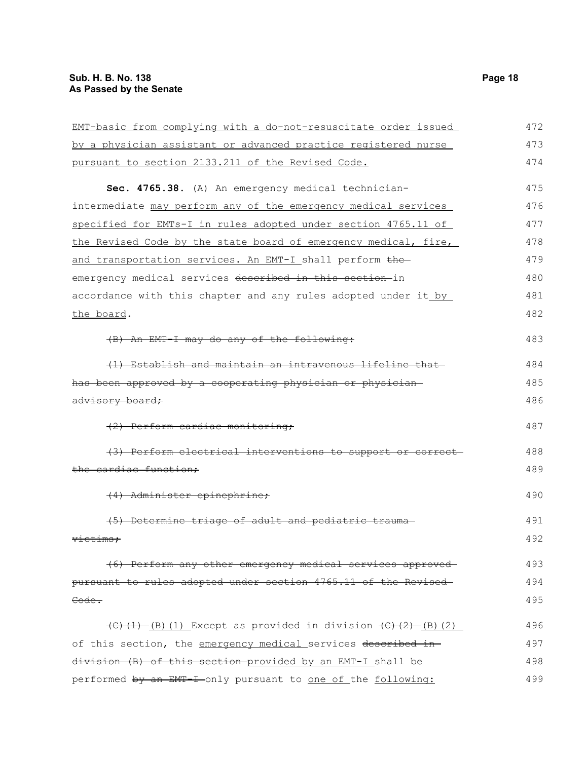EMT-basic from complying with a do-not-resuscitate order issued by a physician assistant or advanced practice registered nurse pursuant to section 2133.211 of the Revised Code.

**Sec. 4765.38.** (A) An emergency medical technician-intermediate may perform any of the emergency medical services specified for EMTs-I in rules adopted under section 4765.11 of the Revised Code by the state board of emergency medical, fire, and transportation services. An EMT-I shall perform the emergency medical services described in this section in accordance with this chapter and any rules adopted under it by the board.

~~(B) An EMT-I may do any of the following:~~

~~(1) Establish and maintain an intravenous lifeline that has been approved by a cooperating physician or physician advisory board;~~

~~(2) Perform cardiac monitoring;~~

~~(3) Perform electrical interventions to support or correct the cardiac function;~~

~~(4) Administer epinephrine;~~

~~(5) Determine triage of adult and pediatric trauma victims;~~

~~(6) Perform any other emergency medical services approved pursuant to rules adopted under section 4765.11 of the Revised Code.~~

~~(C)(1)~~ (B)(1) Except as provided in division ~~(C)(2)~~ (B)(2) of this section, the emergency medical services ~~described in division (B) of this section~~ provided by an EMT-I shall be performed ~~by an EMT-I~~ only pursuant to one of the following: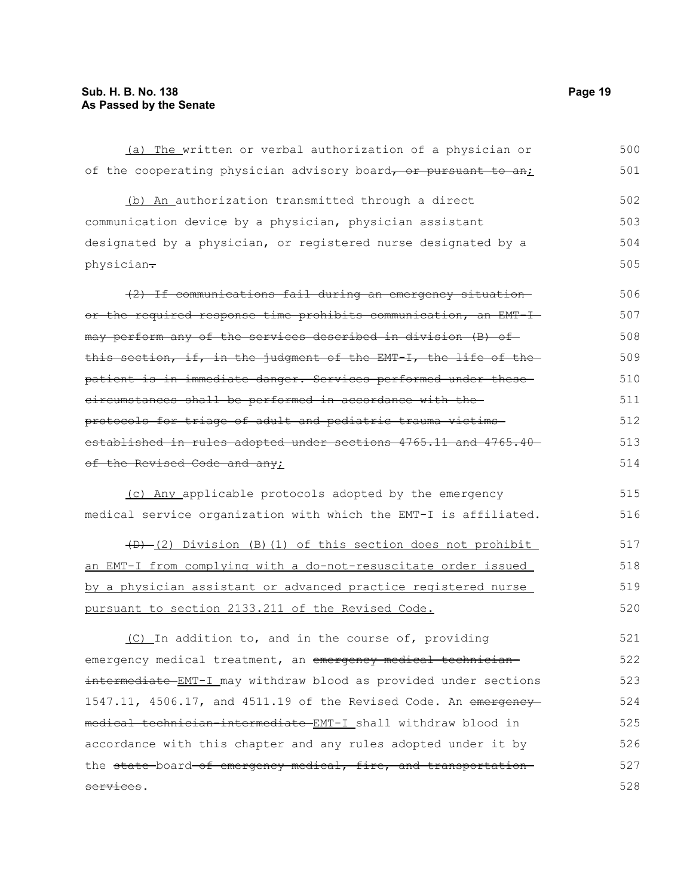(a) The written or verbal authorization of a physician or of the cooperating physician advisory board~~, or pursuant to an~~;

(b) An authorization transmitted through a direct communication device by a physician, physician assistant designated by a physician, or registered nurse designated by a physician~~.~~

~~(2) If communications fail during an emergency situation or the required response time prohibits communication, an EMT-I may perform any of the services described in division (B) of this section, if, in the judgment of the EMT-I, the life of the patient is in immediate danger. Services performed under these circumstances shall be performed in accordance with the protocols for triage of adult and pediatric trauma victims established in rules adopted under sections 4765.11 and 4765.40 of the Revised Code and any~~;

(c) Any applicable protocols adopted by the emergency medical service organization with which the EMT-I is affiliated.

~~(D)~~ (2) Division (B)(1) of this section does not prohibit an EMT-I from complying with a do-not-resuscitate order issued by a physician assistant or advanced practice registered nurse pursuant to section 2133.211 of the Revised Code.

(C) In addition to, and in the course of, providing emergency medical treatment, an ~~emergency medical technician-intermediate~~ EMT-I may withdraw blood as provided under sections 1547.11, 4506.17, and 4511.19 of the Revised Code. An ~~emergency medical technician-intermediate~~ EMT-I shall withdraw blood in accordance with this chapter and any rules adopted under it by the ~~state~~ board ~~of emergency medical, fire, and transportation services~~.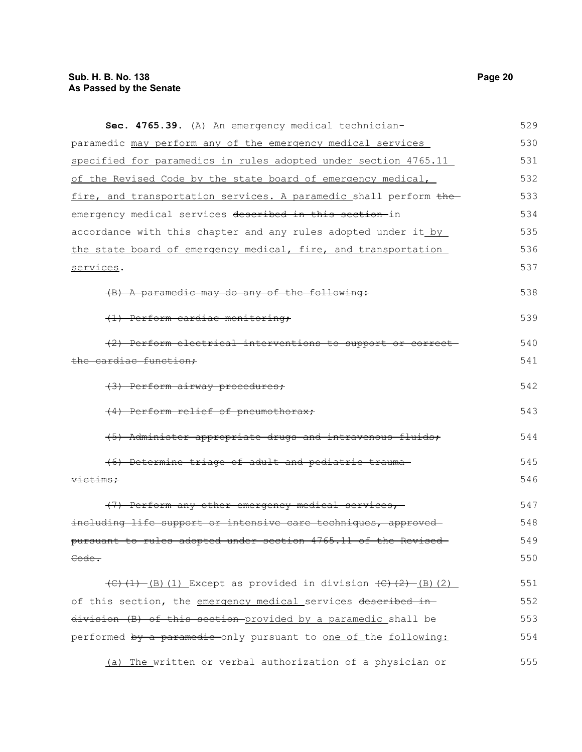**Sec. 4765.39.** (A) An emergency medical technician-paramedic may perform any of the emergency medical services specified for paramedics in rules adopted under section 4765.11 of the Revised Code by the state board of emergency medical, fire, and transportation services. A paramedic shall perform ~~the~~ emergency medical services ~~described in this section~~ in accordance with this chapter and any rules adopted under it by the state board of emergency medical, fire, and transportation services.

~~(B) A paramedic may do any of the following:~~

~~(1) Perform cardiac monitoring;~~

~~(2) Perform electrical interventions to support or correct the cardiac function;~~

~~(3) Perform airway procedures;~~

~~(4) Perform relief of pneumothorax;~~

~~(5) Administer appropriate drugs and intravenous fluids;~~

~~(6) Determine triage of adult and pediatric trauma victims;~~

~~(7) Perform any other emergency medical services, including life support or intensive care techniques, approved pursuant to rules adopted under section 4765.11 of the Revised Code.~~

~~(C)(1)~~ (B)(1) Except as provided in division ~~(C)(2)~~ (B)(2) of this section, the emergency medical services ~~described in division (B) of this section~~ provided by a paramedic shall be performed ~~by a paramedic~~ only pursuant to one of the following:

(a) The written or verbal authorization of a physician or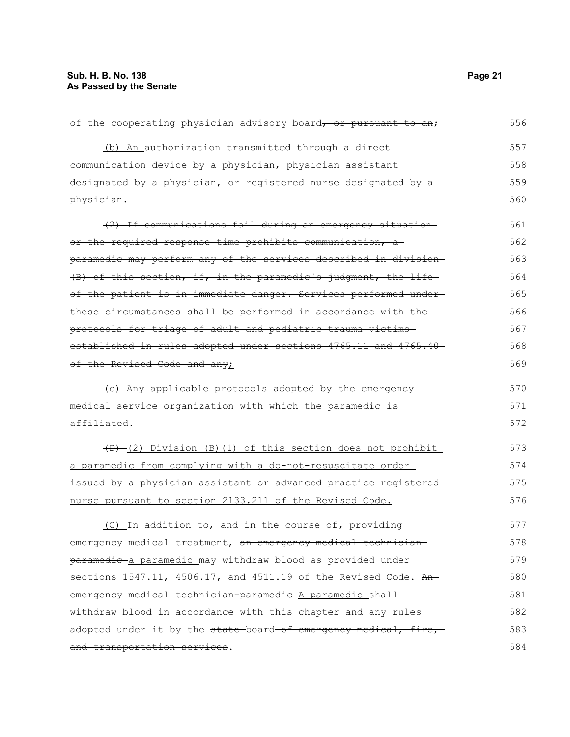of the cooperating physician advisory board~~, or pursuant to an~~;

(b) An authorization transmitted through a direct communication device by a physician, physician assistant designated by a physician, or registered nurse designated by a physician~~.~~

~~(2) If communications fail during an emergency situation or the required response time prohibits communication, a paramedic may perform any of the services described in division (B) of this section, if, in the paramedic's judgment, the life of the patient is in immediate danger. Services performed under these circumstances shall be performed in accordance with the protocols for triage of adult and pediatric trauma victims established in rules adopted under sections 4765.11 and 4765.40 of the Revised Code and any~~;

(c) Any applicable protocols adopted by the emergency medical service organization with which the paramedic is affiliated.

~~(D)~~ (2) Division (B)(1) of this section does not prohibit a paramedic from complying with a do-not-resuscitate order issued by a physician assistant or advanced practice registered nurse pursuant to section 2133.211 of the Revised Code.

(C) In addition to, and in the course of, providing emergency medical treatment, ~~an emergency medical technician-paramedic~~ a paramedic may withdraw blood as provided under sections 1547.11, 4506.17, and 4511.19 of the Revised Code. ~~An emergency medical technician-paramedic~~ A paramedic shall withdraw blood in accordance with this chapter and any rules adopted under it by the ~~state~~ board ~~of emergency medical, fire, and transportation services~~.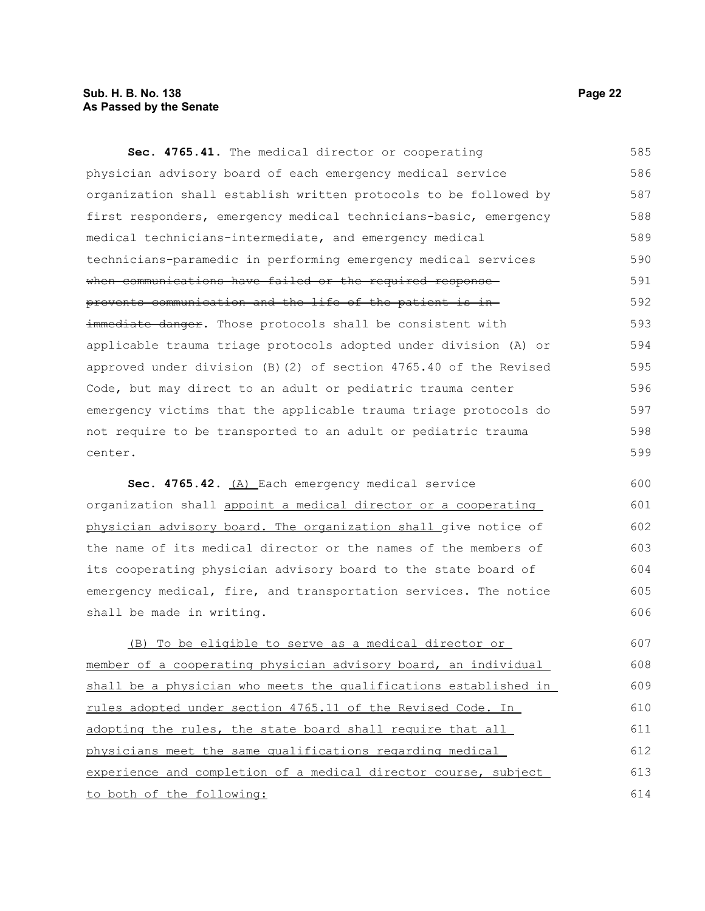**Sec. 4765.41.** The medical director or cooperating physician advisory board of each emergency medical service organization shall establish written protocols to be followed by first responders, emergency medical technicians-basic, emergency medical technicians-intermediate, and emergency medical technicians-paramedic in performing emergency medical services ~~when communications have failed or the required response prevents communication and the life of the patient is in immediate danger~~. Those protocols shall be consistent with applicable trauma triage protocols adopted under division (A) or approved under division (B)(2) of section 4765.40 of the Revised Code, but may direct to an adult or pediatric trauma center emergency victims that the applicable trauma triage protocols do not require to be transported to an adult or pediatric trauma center.

**Sec. 4765.42.** <u>(A)</u> Each emergency medical service organization shall <u>appoint a medical director or a cooperating physician advisory board. The organization shall</u> give notice of the name of its medical director or the names of the members of its cooperating physician advisory board to the state board of emergency medical, fire, and transportation services. The notice shall be made in writing.

<u>(B) To be eligible to serve as a medical director or member of a cooperating physician advisory board, an individual shall be a physician who meets the qualifications established in rules adopted under section 4765.11 of the Revised Code. In adopting the rules, the state board shall require that all physicians meet the same qualifications regarding medical experience and completion of a medical director course, subject to both of the following:</u>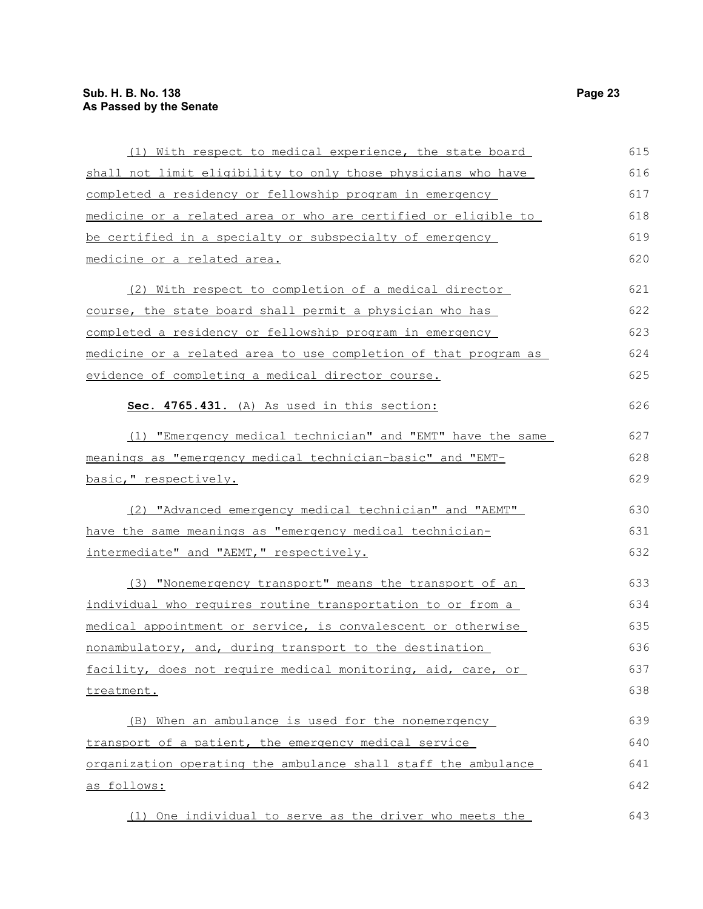(1) With respect to medical experience, the state board shall not limit eligibility to only those physicians who have completed a residency or fellowship program in emergency medicine or a related area or who are certified or eligible to be certified in a specialty or subspecialty of emergency medicine or a related area.

(2) With respect to completion of a medical director course, the state board shall permit a physician who has completed a residency or fellowship program in emergency medicine or a related area to use completion of that program as evidence of completing a medical director course.

**Sec. 4765.431.** (A) As used in this section:

(1) "Emergency medical technician" and "EMT" have the same meanings as "emergency medical technician-basic" and "EMT-basic," respectively.

(2) "Advanced emergency medical technician" and "AEMT" have the same meanings as "emergency medical technician-intermediate" and "AEMT," respectively.

(3) "Nonemergency transport" means the transport of an individual who requires routine transportation to or from a medical appointment or service, is convalescent or otherwise nonambulatory, and, during transport to the destination facility, does not require medical monitoring, aid, care, or treatment.

(B) When an ambulance is used for the nonemergency transport of a patient, the emergency medical service organization operating the ambulance shall staff the ambulance as follows:

(1) One individual to serve as the driver who meets the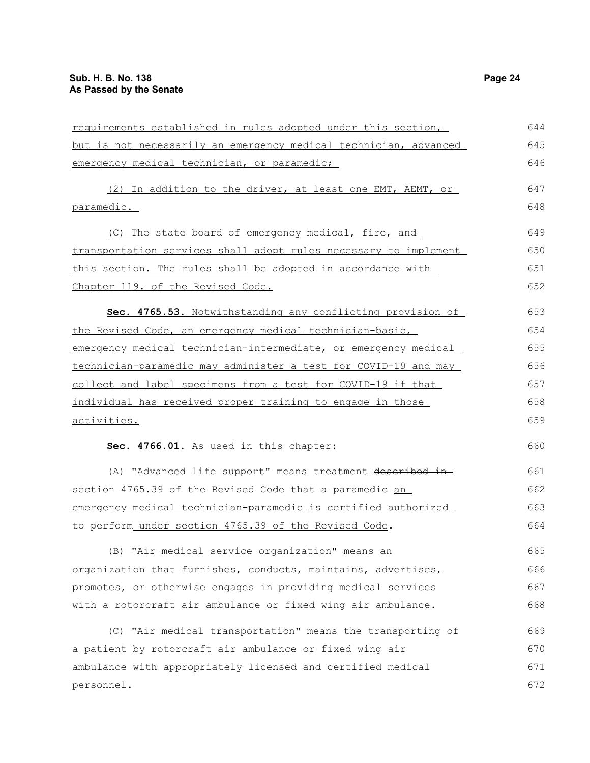requirements established in rules adopted under this section, but is not necessarily an emergency medical technician, advanced emergency medical technician, or paramedic;

(2) In addition to the driver, at least one EMT, AEMT, or paramedic.

(C) The state board of emergency medical, fire, and transportation services shall adopt rules necessary to implement this section. The rules shall be adopted in accordance with Chapter 119. of the Revised Code.

**Sec. 4765.53.** Notwithstanding any conflicting provision of the Revised Code, an emergency medical technician-basic, emergency medical technician-intermediate, or emergency medical technician-paramedic may administer a test for COVID-19 and may collect and label specimens from a test for COVID-19 if that individual has received proper training to engage in those activities.

**Sec. 4766.01.** As used in this chapter:

(A) "Advanced life support" means treatment ~~described in section 4765.39 of the Revised Code~~ that ~~a paramedic~~ an emergency medical technician-paramedic is ~~certified~~ authorized to perform under section 4765.39 of the Revised Code.

(B) "Air medical service organization" means an organization that furnishes, conducts, maintains, advertises, promotes, or otherwise engages in providing medical services with a rotorcraft air ambulance or fixed wing air ambulance.

(C) "Air medical transportation" means the transporting of a patient by rotorcraft air ambulance or fixed wing air ambulance with appropriately licensed and certified medical personnel.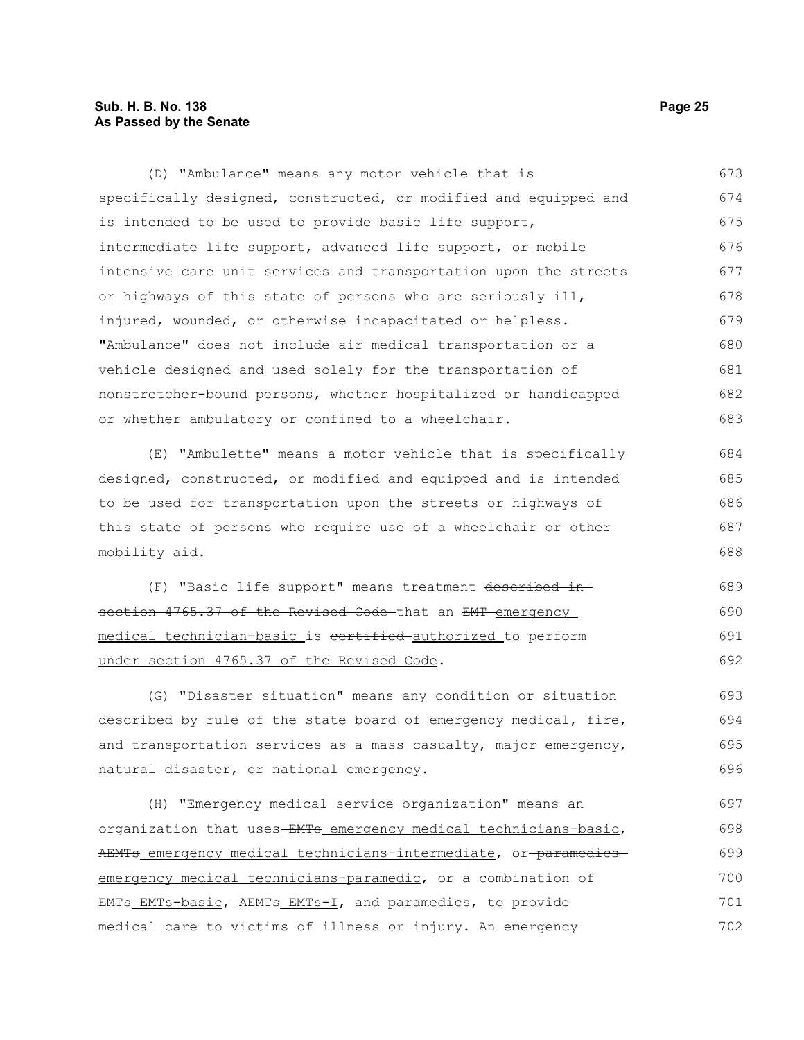(D) "Ambulance" means any motor vehicle that is specifically designed, constructed, or modified and equipped and is intended to be used to provide basic life support, intermediate life support, advanced life support, or mobile intensive care unit services and transportation upon the streets or highways of this state of persons who are seriously ill, injured, wounded, or otherwise incapacitated or helpless. "Ambulance" does not include air medical transportation or a vehicle designed and used solely for the transportation of nonstretcher-bound persons, whether hospitalized or handicapped or whether ambulatory or confined to a wheelchair.

(E) "Ambulette" means a motor vehicle that is specifically designed, constructed, or modified and equipped and is intended to be used for transportation upon the streets or highways of this state of persons who require use of a wheelchair or other mobility aid.

(F) "Basic life support" means treatment ~~described in section 4765.37 of the Revised Code~~ that an ~~EMT~~ emergency medical technician-basic is ~~certified~~ authorized to perform under section 4765.37 of the Revised Code.

(G) "Disaster situation" means any condition or situation described by rule of the state board of emergency medical, fire, and transportation services as a mass casualty, major emergency, natural disaster, or national emergency.

(H) "Emergency medical service organization" means an organization that uses ~~EMTs~~ emergency medical technicians-basic, ~~AEMTs~~ emergency medical technicians-intermediate, or ~~paramedics~~ emergency medical technicians-paramedic, or a combination of ~~EMTs~~ EMTs-basic, ~~AEMTs~~ EMTs-I, and paramedics, to provide medical care to victims of illness or injury. An emergency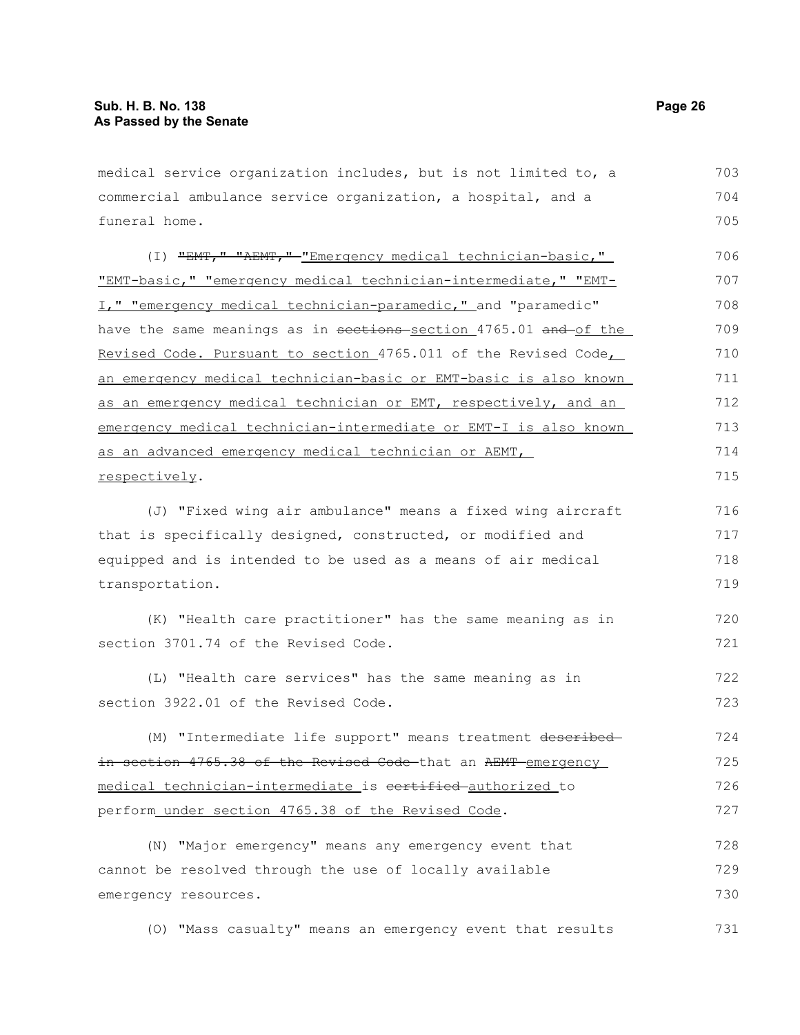medical service organization includes, but is not limited to, a commercial ambulance service organization, a hospital, and a funeral home.

(I) ~~"EMT," "AEMT,"~~ "Emergency medical technician-basic," "EMT-basic," "emergency medical technician-intermediate," "EMT-I," "emergency medical technician-paramedic," and "paramedic" have the same meanings as in ~~sections~~ section 4765.01 ~~and~~ of the Revised Code. Pursuant to section 4765.011 of the Revised Code, an emergency medical technician-basic or EMT-basic is also known as an emergency medical technician or EMT, respectively, and an emergency medical technician-intermediate or EMT-I is also known as an advanced emergency medical technician or AEMT, respectively.

(J) "Fixed wing air ambulance" means a fixed wing aircraft that is specifically designed, constructed, or modified and equipped and is intended to be used as a means of air medical transportation.

(K) "Health care practitioner" has the same meaning as in section 3701.74 of the Revised Code.

(L) "Health care services" has the same meaning as in section 3922.01 of the Revised Code.

(M) "Intermediate life support" means treatment ~~described in section 4765.38 of the Revised Code~~ that an ~~AEMT~~ emergency medical technician-intermediate is ~~certified~~ authorized to perform under section 4765.38 of the Revised Code.

(N) "Major emergency" means any emergency event that cannot be resolved through the use of locally available emergency resources.

(O) "Mass casualty" means an emergency event that results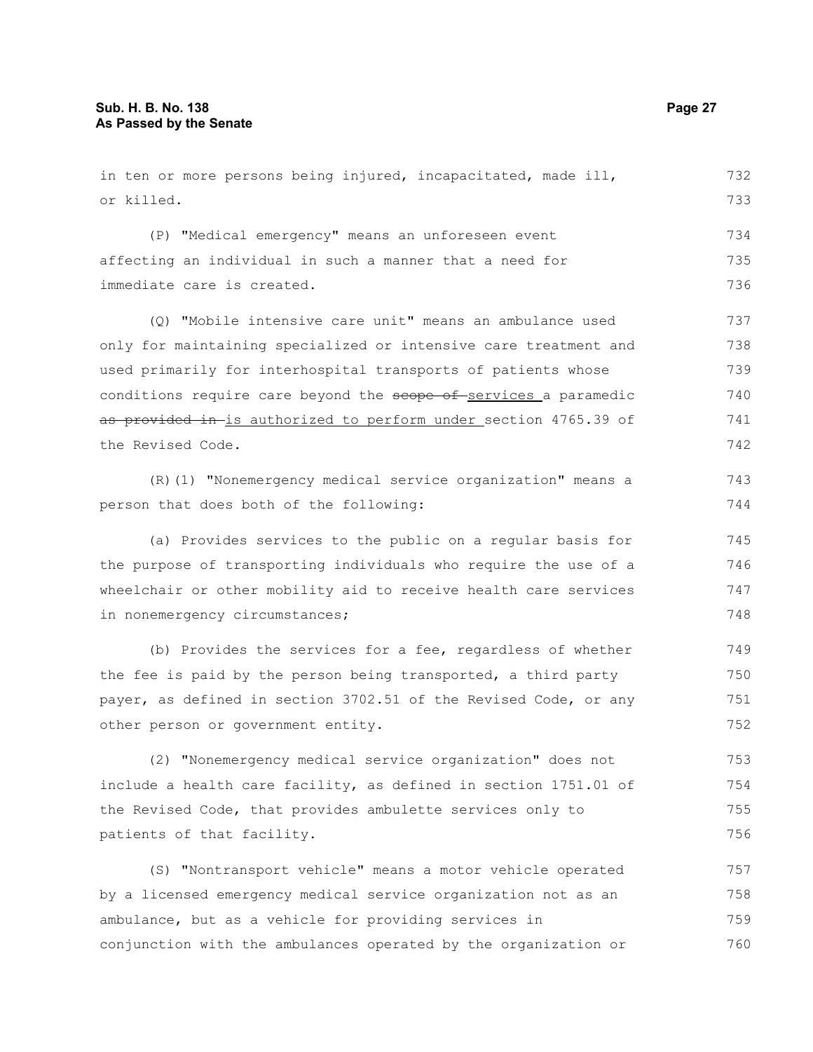in ten or more persons being injured, incapacitated, made ill, or killed.

(P) "Medical emergency" means an unforeseen event affecting an individual in such a manner that a need for immediate care is created.

(Q) "Mobile intensive care unit" means an ambulance used only for maintaining specialized or intensive care treatment and used primarily for interhospital transports of patients whose conditions require care beyond the ~~scope of~~ services a paramedic ~~as provided in~~ is authorized to perform under section 4765.39 of the Revised Code.

(R)(1) "Nonemergency medical service organization" means a person that does both of the following:

(a) Provides services to the public on a regular basis for the purpose of transporting individuals who require the use of a wheelchair or other mobility aid to receive health care services in nonemergency circumstances;

(b) Provides the services for a fee, regardless of whether the fee is paid by the person being transported, a third party payer, as defined in section 3702.51 of the Revised Code, or any other person or government entity.

(2) "Nonemergency medical service organization" does not include a health care facility, as defined in section 1751.01 of the Revised Code, that provides ambulette services only to patients of that facility.

(S) "Nontransport vehicle" means a motor vehicle operated by a licensed emergency medical service organization not as an ambulance, but as a vehicle for providing services in conjunction with the ambulances operated by the organization or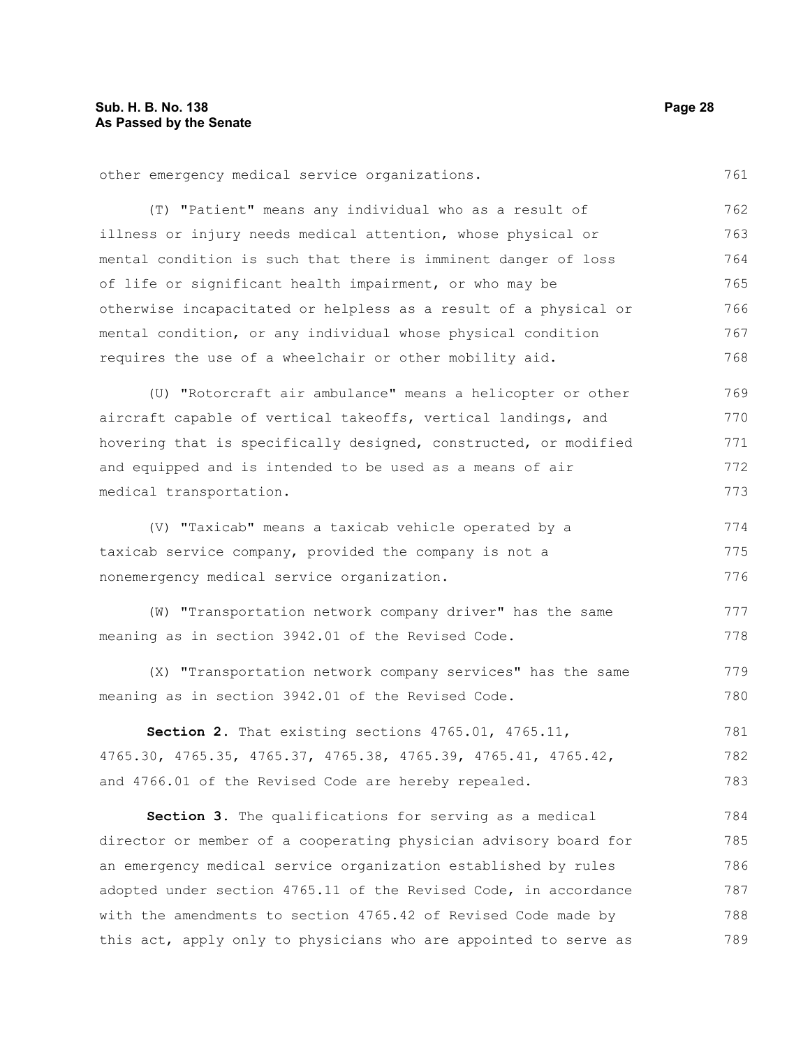other emergency medical service organizations.

(T) "Patient" means any individual who as a result of illness or injury needs medical attention, whose physical or mental condition is such that there is imminent danger of loss of life or significant health impairment, or who may be otherwise incapacitated or helpless as a result of a physical or mental condition, or any individual whose physical condition requires the use of a wheelchair or other mobility aid.

(U) "Rotorcraft air ambulance" means a helicopter or other aircraft capable of vertical takeoffs, vertical landings, and hovering that is specifically designed, constructed, or modified and equipped and is intended to be used as a means of air medical transportation.

(V) "Taxicab" means a taxicab vehicle operated by a taxicab service company, provided the company is not a nonemergency medical service organization.

(W) "Transportation network company driver" has the same meaning as in section 3942.01 of the Revised Code.

(X) "Transportation network company services" has the same meaning as in section 3942.01 of the Revised Code.

**Section 2.** That existing sections 4765.01, 4765.11, 4765.30, 4765.35, 4765.37, 4765.38, 4765.39, 4765.41, 4765.42, and 4766.01 of the Revised Code are hereby repealed.

**Section 3.** The qualifications for serving as a medical director or member of a cooperating physician advisory board for an emergency medical service organization established by rules adopted under section 4765.11 of the Revised Code, in accordance with the amendments to section 4765.42 of Revised Code made by this act, apply only to physicians who are appointed to serve as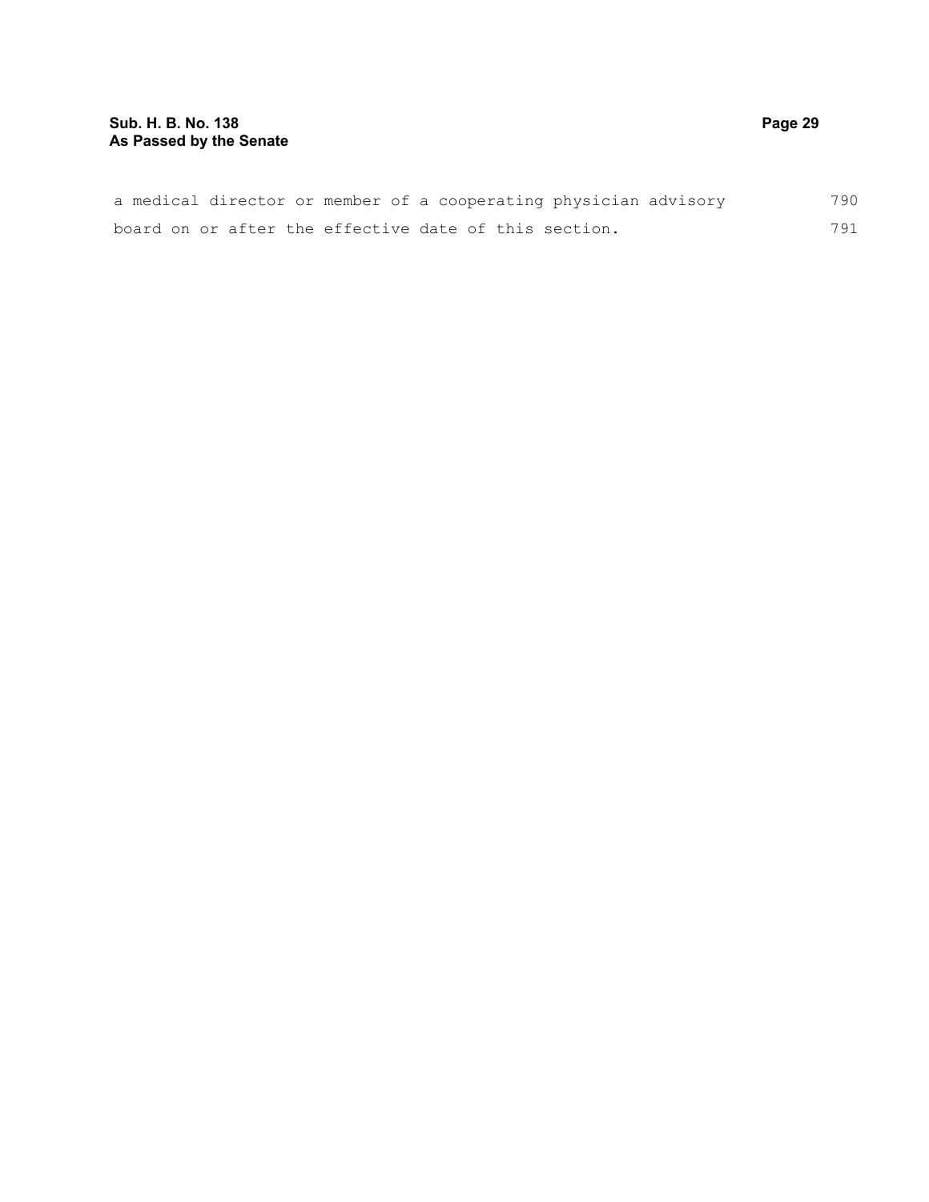a medical director or member of a cooperating physician advisory board on or after the effective date of this section.